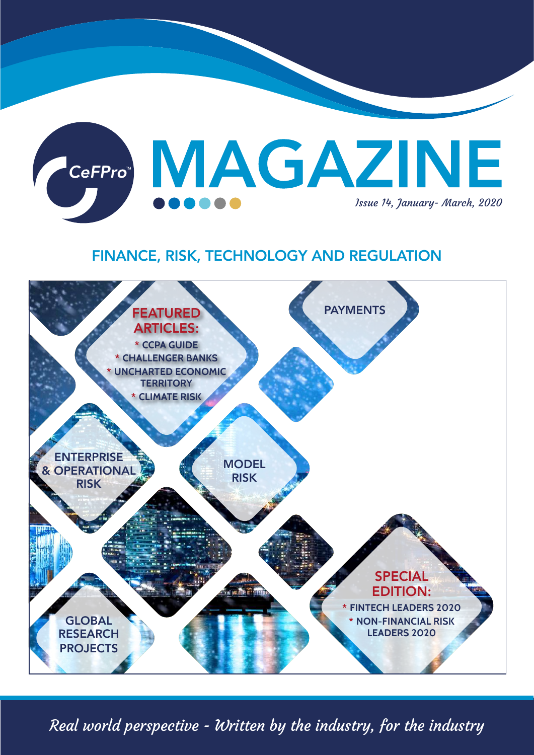# CeFPro™ MAGAZINE

*Issue 14, January- March, 2020*

## FINANCE, RISK, TECHNOLOGY AND REGULATION

**FEATURED ARTICLES:**

* CCPA GUIDE
* CHALLENGER BANKS
* UNCHARTED ECONOMIC TERRITORY
* CLIMATE RISK

**PAYMENTS**

**ENTERPRISE & OPERATIONAL RISK**

**MODEL RISK**

**SPECIAL EDITION:**

* FINTECH LEADERS 2020
* NON-FINANCIAL RISK LEADERS 2020

**GLOBAL RESEARCH PROJECTS**

*Real world perspective - Written by the industry, for the industry*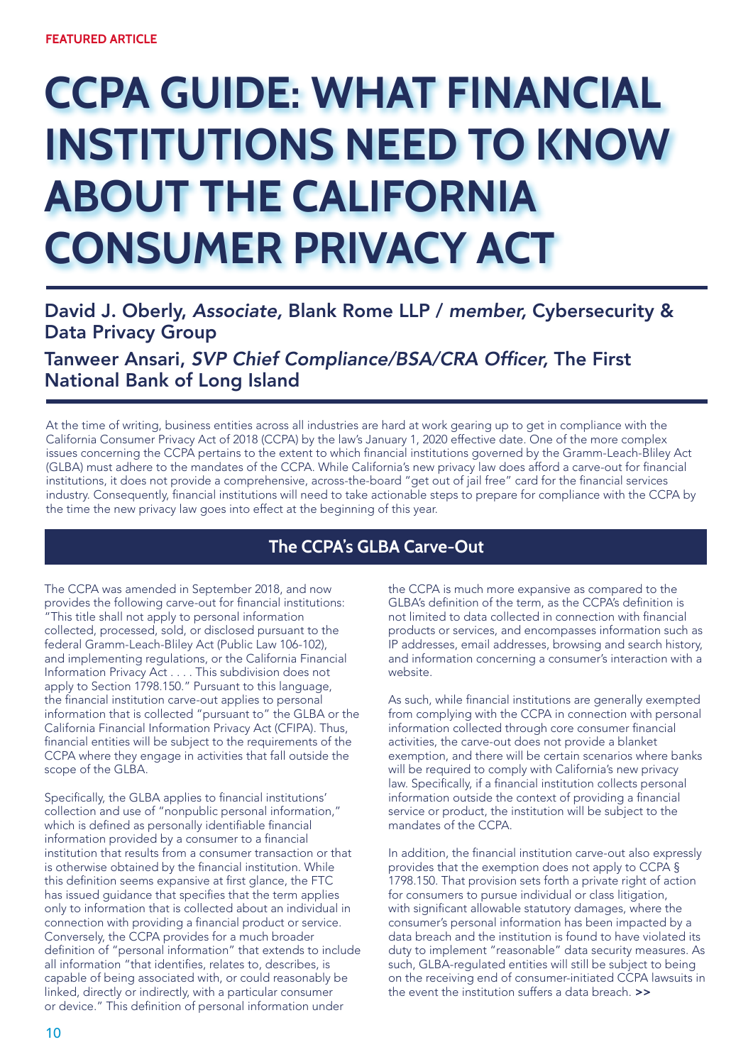FEATURED ARTICLE

# CCPA GUIDE: WHAT FINANCIAL INSTITUTIONS NEED TO KNOW ABOUT THE CALIFORNIA CONSUMER PRIVACY ACT

**David J. Oberly,** ***Associate,*** **Blank Rome LLP /** ***member,*** **Cybersecurity & Data Privacy Group**

**Tanweer Ansari,** ***SVP Chief Compliance/BSA/CRA Officer,*** **The First National Bank of Long Island**

At the time of writing, business entities across all industries are hard at work gearing up to get in compliance with the California Consumer Privacy Act of 2018 (CCPA) by the law's January 1, 2020 effective date. One of the more complex issues concerning the CCPA pertains to the extent to which financial institutions governed by the Gramm-Leach-Bliley Act (GLBA) must adhere to the mandates of the CCPA. While California's new privacy law does afford a carve-out for financial institutions, it does not provide a comprehensive, across-the-board "get out of jail free" card for the financial services industry. Consequently, financial institutions will need to take actionable steps to prepare for compliance with the CCPA by the time the new privacy law goes into effect at the beginning of this year.

## The CCPA's GLBA Carve-Out

The CCPA was amended in September 2018, and now provides the following carve-out for financial institutions: "This title shall not apply to personal information collected, processed, sold, or disclosed pursuant to the federal Gramm-Leach-Bliley Act (Public Law 106-102), and implementing regulations, or the California Financial Information Privacy Act . . . . This subdivision does not apply to Section 1798.150." Pursuant to this language, the financial institution carve-out applies to personal information that is collected "pursuant to" the GLBA or the California Financial Information Privacy Act (CFIPA). Thus, financial entities will be subject to the requirements of the CCPA where they engage in activities that fall outside the scope of the GLBA.

Specifically, the GLBA applies to financial institutions' collection and use of "nonpublic personal information," which is defined as personally identifiable financial information provided by a consumer to a financial institution that results from a consumer transaction or that is otherwise obtained by the financial institution. While this definition seems expansive at first glance, the FTC has issued guidance that specifies that the term applies only to information that is collected about an individual in connection with providing a financial product or service. Conversely, the CCPA provides for a much broader definition of "personal information" that extends to include all information "that identifies, relates to, describes, is capable of being associated with, or could reasonably be linked, directly or indirectly, with a particular consumer or device." This definition of personal information under the CCPA is much more expansive as compared to the GLBA's definition of the term, as the CCPA's definition is not limited to data collected in connection with financial products or services, and encompasses information such as IP addresses, email addresses, browsing and search history, and information concerning a consumer's interaction with a website.

As such, while financial institutions are generally exempted from complying with the CCPA in connection with personal information collected through core consumer financial activities, the carve-out does not provide a blanket exemption, and there will be certain scenarios where banks will be required to comply with California's new privacy law. Specifically, if a financial institution collects personal information outside the context of providing a financial service or product, the institution will be subject to the mandates of the CCPA.

In addition, the financial institution carve-out also expressly provides that the exemption does not apply to CCPA § 1798.150. That provision sets forth a private right of action for consumers to pursue individual or class litigation, with significant allowable statutory damages, where the consumer's personal information has been impacted by a data breach and the institution is found to have violated its duty to implement "reasonable" data security measures. As such, GLBA-regulated entities will still be subject to being on the receiving end of consumer-initiated CCPA lawsuits in the event the institution suffers a data breach. **>>**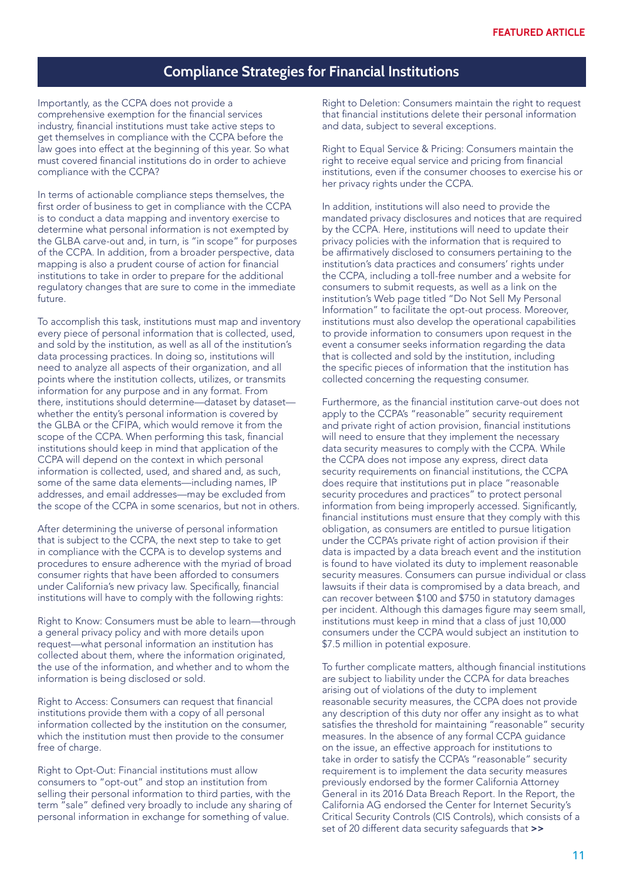## Compliance Strategies for Financial Institutions

Importantly, as the CCPA does not provide a comprehensive exemption for the financial services industry, financial institutions must take active steps to get themselves in compliance with the CCPA before the law goes into effect at the beginning of this year. So what must covered financial institutions do in order to achieve compliance with the CCPA?

In terms of actionable compliance steps themselves, the first order of business to get in compliance with the CCPA is to conduct a data mapping and inventory exercise to determine what personal information is not exempted by the GLBA carve-out and, in turn, is "in scope" for purposes of the CCPA. In addition, from a broader perspective, data mapping is also a prudent course of action for financial institutions to take in order to prepare for the additional regulatory changes that are sure to come in the immediate future.

To accomplish this task, institutions must map and inventory every piece of personal information that is collected, used, and sold by the institution, as well as all of the institution's data processing practices. In doing so, institutions will need to analyze all aspects of their organization, and all points where the institution collects, utilizes, or transmits information for any purpose and in any format. From there, institutions should determine—dataset by dataset—whether the entity's personal information is covered by the GLBA or the CFIPA, which would remove it from the scope of the CCPA. When performing this task, financial institutions should keep in mind that application of the CCPA will depend on the context in which personal information is collected, used, and shared and, as such, some of the same data elements—including names, IP addresses, and email addresses—may be excluded from the scope of the CCPA in some scenarios, but not in others.

After determining the universe of personal information that is subject to the CCPA, the next step to take to get in compliance with the CCPA is to develop systems and procedures to ensure adherence with the myriad of broad consumer rights that have been afforded to consumers under California's new privacy law. Specifically, financial institutions will have to comply with the following rights:

Right to Know: Consumers must be able to learn—through a general privacy policy and with more details upon request—what personal information an institution has collected about them, where the information originated, the use of the information, and whether and to whom the information is being disclosed or sold.

Right to Access: Consumers can request that financial institutions provide them with a copy of all personal information collected by the institution on the consumer, which the institution must then provide to the consumer free of charge.

Right to Opt-Out: Financial institutions must allow consumers to "opt-out" and stop an institution from selling their personal information to third parties, with the term "sale" defined very broadly to include any sharing of personal information in exchange for something of value.

Right to Deletion: Consumers maintain the right to request that financial institutions delete their personal information and data, subject to several exceptions.

Right to Equal Service & Pricing: Consumers maintain the right to receive equal service and pricing from financial institutions, even if the consumer chooses to exercise his or her privacy rights under the CCPA.

In addition, institutions will also need to provide the mandated privacy disclosures and notices that are required by the CCPA. Here, institutions will need to update their privacy policies with the information that is required to be affirmatively disclosed to consumers pertaining to the institution's data practices and consumers' rights under the CCPA, including a toll-free number and a website for consumers to submit requests, as well as a link on the institution's Web page titled "Do Not Sell My Personal Information" to facilitate the opt-out process. Moreover, institutions must also develop the operational capabilities to provide information to consumers upon request in the event a consumer seeks information regarding the data that is collected and sold by the institution, including the specific pieces of information that the institution has collected concerning the requesting consumer.

Furthermore, as the financial institution carve-out does not apply to the CCPA's "reasonable" security requirement and private right of action provision, financial institutions will need to ensure that they implement the necessary data security measures to comply with the CCPA. While the CCPA does not impose any express, direct data security requirements on financial institutions, the CCPA does require that institutions put in place "reasonable security procedures and practices" to protect personal information from being improperly accessed. Significantly, financial institutions must ensure that they comply with this obligation, as consumers are entitled to pursue litigation under the CCPA's private right of action provision if their data is impacted by a data breach event and the institution is found to have violated its duty to implement reasonable security measures. Consumers can pursue individual or class lawsuits if their data is compromised by a data breach, and can recover between $100 and $750 in statutory damages per incident. Although this damages figure may seem small, institutions must keep in mind that a class of just 10,000 consumers under the CCPA would subject an institution to $7.5 million in potential exposure.

To further complicate matters, although financial institutions are subject to liability under the CCPA for data breaches arising out of violations of the duty to implement reasonable security measures, the CCPA does not provide any description of this duty nor offer any insight as to what satisfies the threshold for maintaining "reasonable" security measures. In the absence of any formal CCPA guidance on the issue, an effective approach for institutions to take in order to satisfy the CCPA's "reasonable" security requirement is to implement the data security measures previously endorsed by the former California Attorney General in its 2016 Data Breach Report. In the Report, the California AG endorsed the Center for Internet Security's Critical Security Controls (CIS Controls), which consists of a set of 20 different data security safeguards that >>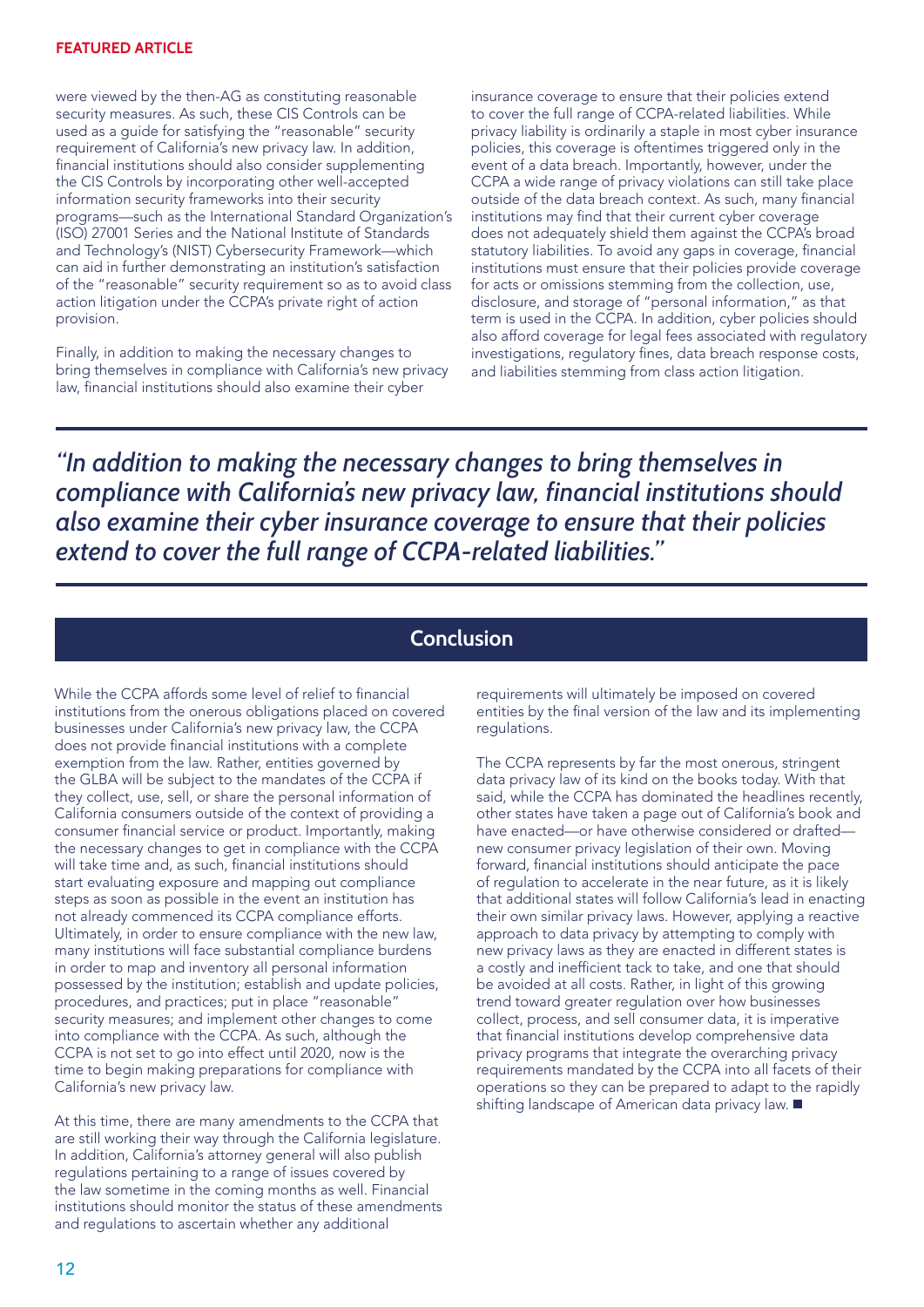were viewed by the then-AG as constituting reasonable security measures. As such, these CIS Controls can be used as a guide for satisfying the "reasonable" security requirement of California's new privacy law. In addition, financial institutions should also consider supplementing the CIS Controls by incorporating other well-accepted information security frameworks into their security programs—such as the International Standard Organization's (ISO) 27001 Series and the National Institute of Standards and Technology's (NIST) Cybersecurity Framework—which can aid in further demonstrating an institution's satisfaction of the "reasonable" security requirement so as to avoid class action litigation under the CCPA's private right of action provision.

Finally, in addition to making the necessary changes to bring themselves in compliance with California's new privacy law, financial institutions should also examine their cyber insurance coverage to ensure that their policies extend to cover the full range of CCPA-related liabilities. While privacy liability is ordinarily a staple in most cyber insurance policies, this coverage is oftentimes triggered only in the event of a data breach. Importantly, however, under the CCPA a wide range of privacy violations can still take place outside of the data breach context. As such, many financial institutions may find that their current cyber coverage does not adequately shield them against the CCPA's broad statutory liabilities. To avoid any gaps in coverage, financial institutions must ensure that their policies provide coverage for acts or omissions stemming from the collection, use, disclosure, and storage of "personal information," as that term is used in the CCPA. In addition, cyber policies should also afford coverage for legal fees associated with regulatory investigations, regulatory fines, data breach response costs, and liabilities stemming from class action litigation.

> *"In addition to making the necessary changes to bring themselves in compliance with California's new privacy law, financial institutions should also examine their cyber insurance coverage to ensure that their policies extend to cover the full range of CCPA-related liabilities."*

## Conclusion

While the CCPA affords some level of relief to financial institutions from the onerous obligations placed on covered businesses under California's new privacy law, the CCPA does not provide financial institutions with a complete exemption from the law. Rather, entities governed by the GLBA will be subject to the mandates of the CCPA if they collect, use, sell, or share the personal information of California consumers outside of the context of providing a consumer financial service or product. Importantly, making the necessary changes to get in compliance with the CCPA will take time and, as such, financial institutions should start evaluating exposure and mapping out compliance steps as soon as possible in the event an institution has not already commenced its CCPA compliance efforts. Ultimately, in order to ensure compliance with the new law, many institutions will face substantial compliance burdens in order to map and inventory all personal information possessed by the institution; establish and update policies, procedures, and practices; put in place "reasonable" security measures; and implement other changes to come into compliance with the CCPA. As such, although the CCPA is not set to go into effect until 2020, now is the time to begin making preparations for compliance with California's new privacy law.

At this time, there are many amendments to the CCPA that are still working their way through the California legislature. In addition, California's attorney general will also publish regulations pertaining to a range of issues covered by the law sometime in the coming months as well. Financial institutions should monitor the status of these amendments and regulations to ascertain whether any additional requirements will ultimately be imposed on covered entities by the final version of the law and its implementing regulations.

The CCPA represents by far the most onerous, stringent data privacy law of its kind on the books today. With that said, while the CCPA has dominated the headlines recently, other states have taken a page out of California's book and have enacted—or have otherwise considered or drafted—new consumer privacy legislation of their own. Moving forward, financial institutions should anticipate the pace of regulation to accelerate in the near future, as it is likely that additional states will follow California's lead in enacting their own similar privacy laws. However, applying a reactive approach to data privacy by attempting to comply with new privacy laws as they are enacted in different states is a costly and inefficient tack to take, and one that should be avoided at all costs. Rather, in light of this growing trend toward greater regulation over how businesses collect, process, and sell consumer data, it is imperative that financial institutions develop comprehensive data privacy programs that integrate the overarching privacy requirements mandated by the CCPA into all facets of their operations so they can be prepared to adapt to the rapidly shifting landscape of American data privacy law. ■